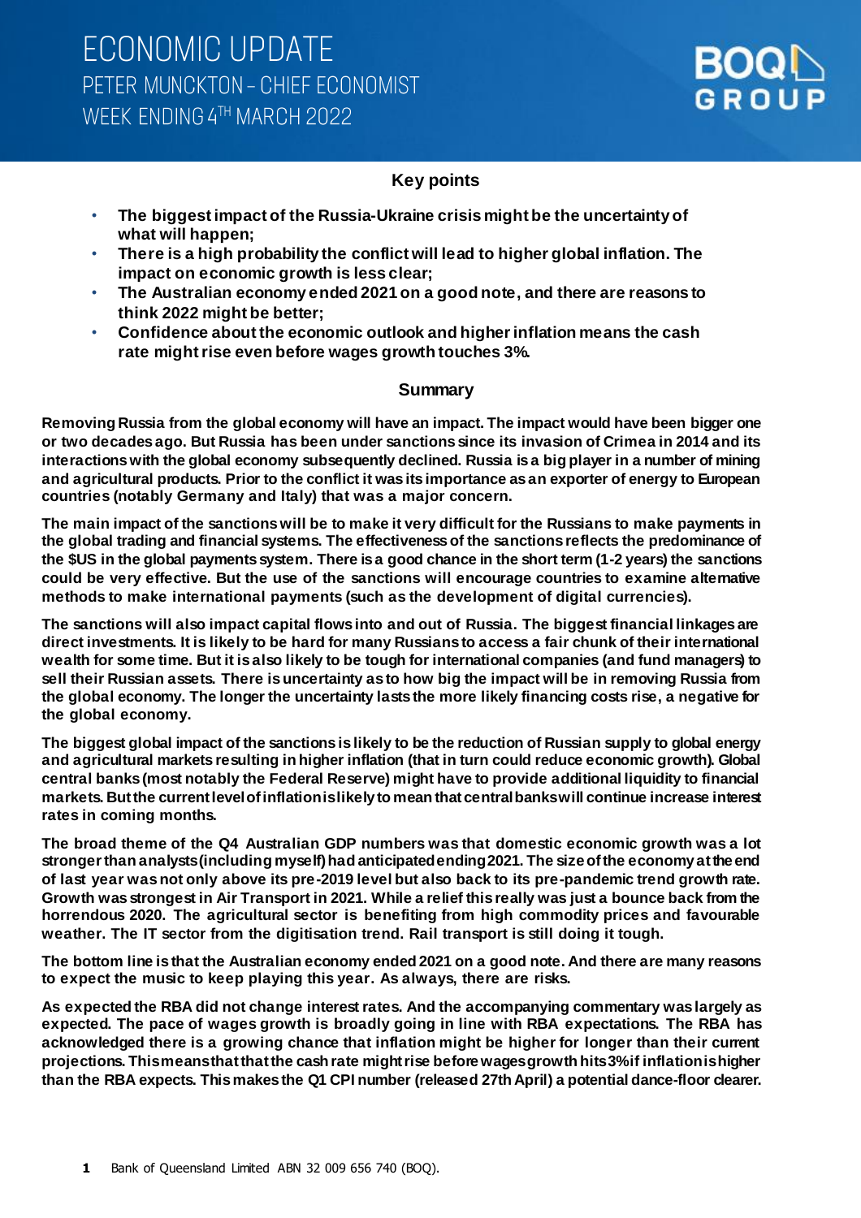# ECONOMIC UPDATE

## PETER MUNCKTON – CHIEF ECONOMIST

## WEEK ENDING 4TH MARCH 2022

### Key points

- **The biggest impact of the Russia-Ukraine crisis might be the uncertainty of what will happen;**
- **There is a high probability the conflict will lead to higher global inflation. The impact on economic growth is less clear;**
- **The Australian economy ended 2021 on a good note, and there are reasons to think 2022 might be better;**
- **Confidence about the economic outlook and higher inflation means the cash rate might rise even before wages growth touches 3%.**

### Summary

**Removing Russia from the global economy will have an impact. The impact would have been bigger one or two decades ago. But Russia has been under sanctions since its invasion of Crimea in 2014 and its interactions with the global economy subsequently declined. Russia is a big player in a number of mining and agricultural products. Prior to the conflict it was its importance as an exporter of energy to European countries (notably Germany and Italy) that was a major concern.**

**The main impact of the sanctions will be to make it very difficult for the Russians to make payments in the global trading and financial systems. The effectiveness of the sanctions reflects the predominance of the $US in the global payments system. There is a good chance in the short term (1-2 years) the sanctions could be very effective. But the use of the sanctions will encourage countries to examine alternative methods to make international payments (such as the development of digital currencies).**

**The sanctions will also impact capital flows into and out of Russia. The biggest financial linkages are direct investments. It is likely to be hard for many Russians to access a fair chunk of their international wealth for some time. But it is also likely to be tough for international companies (and fund managers) to sell their Russian assets. There is uncertainty as to how big the impact will be in removing Russia from the global economy. The longer the uncertainty lasts the more likely financing costs rise, a negative for the global economy.**

**The biggest global impact of the sanctions is likely to be the reduction of Russian supply to global energy and agricultural markets resulting in higher inflation (that in turn could reduce economic growth). Global central banks (most notably the Federal Reserve) might have to provide additional liquidity to financial markets. But the current level of inflation is likely to mean that central banks will continue increase interest rates in coming months.**

**The broad theme of the Q4 Australian GDP numbers was that domestic economic growth was a lot stronger than analysts (including myself) had anticipated ending 2021. The size of the economy at the end of last year was not only above its pre-2019 level but also back to its pre-pandemic trend growth rate. Growth was strongest in Air Transport in 2021. While a relief this really was just a bounce back from the horrendous 2020. The agricultural sector is benefiting from high commodity prices and favourable weather. The IT sector from the digitisation trend. Rail transport is still doing it tough.**

**The bottom line is that the Australian economy ended 2021 on a good note. And there are many reasons to expect the music to keep playing this year. As always, there are risks.**

**As expected the RBA did not change interest rates. And the accompanying commentary was largely as expected. The pace of wages growth is broadly going in line with RBA expectations. The RBA has acknowledged there is a growing chance that inflation might be higher for longer than their current projections. This means that that the cash rate might rise before wages growth hits 3% if inflation is higher than the RBA expects. This makes the Q1 CPI number (released 27th April) a potential dance-floor clearer.**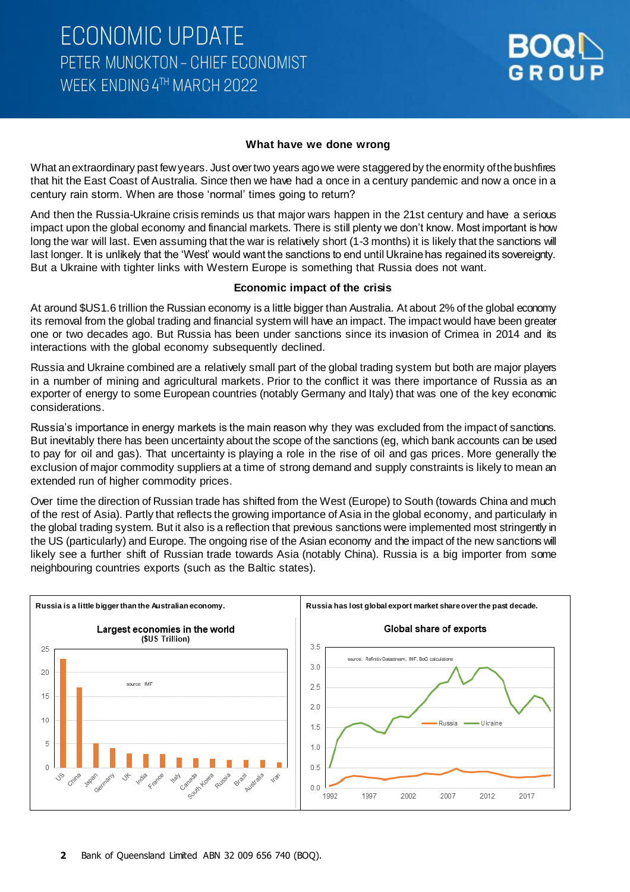# ECONOMIC UPDATE
PETER MUNCKTON – CHIEF ECONOMIST
WEEK ENDING 4TH MARCH 2022

### What have we done wrong

What an extraordinary past few years. Just over two years ago we were staggered by the enormity of the bushfires that hit the East Coast of Australia. Since then we have had a once in a century pandemic and now a once in a century rain storm. When are those 'normal' times going to return?

And then the Russia-Ukraine crisis reminds us that major wars happen in the 21st century and have a serious impact upon the global economy and financial markets. There is still plenty we don't know. Most important is how long the war will last. Even assuming that the war is relatively short (1-3 months) it is likely that the sanctions will last longer. It is unlikely that the 'West' would want the sanctions to end until Ukraine has regained its sovereignty. But a Ukraine with tighter links with Western Europe is something that Russia does not want.

### Economic impact of the crisis

At around $US1.6 trillion the Russian economy is a little bigger than Australia. At about 2% of the global economy its removal from the global trading and financial system will have an impact. The impact would have been greater one or two decades ago. But Russia has been under sanctions since its invasion of Crimea in 2014 and its interactions with the global economy subsequently declined.

Russia and Ukraine combined are a relatively small part of the global trading system but both are major players in a number of mining and agricultural markets. Prior to the conflict it was there importance of Russia as an exporter of energy to some European countries (notably Germany and Italy) that was one of the key economic considerations.

Russia's importance in energy markets is the main reason why they was excluded from the impact of sanctions. But inevitably there has been uncertainty about the scope of the sanctions (eg, which bank accounts can be used to pay for oil and gas). That uncertainty is playing a role in the rise of oil and gas prices. More generally the exclusion of major commodity suppliers at a time of strong demand and supply constraints is likely to mean an extended run of higher commodity prices.

Over time the direction of Russian trade has shifted from the West (Europe) to South (towards China and much of the rest of Asia). Partly that reflects the growing importance of Asia in the global economy, and particularly in the global trading system. But it also is a reflection that previous sanctions were implemented most stringently in the US (particularly) and Europe. The ongoing rise of the Asian economy and the impact of the new sanctions will likely see a further shift of Russian trade towards Asia (notably China). Russia is a big importer from some neighbouring countries exports (such as the Baltic states).

**Russia is a little bigger than the Australian economy.**

Largest economies in the world ($US Trillion)

source: IMF

**Russia has lost global export market share over the past decade.**

Global share of exports

source: Refinitiv Datastream, IMF, BoQ calculations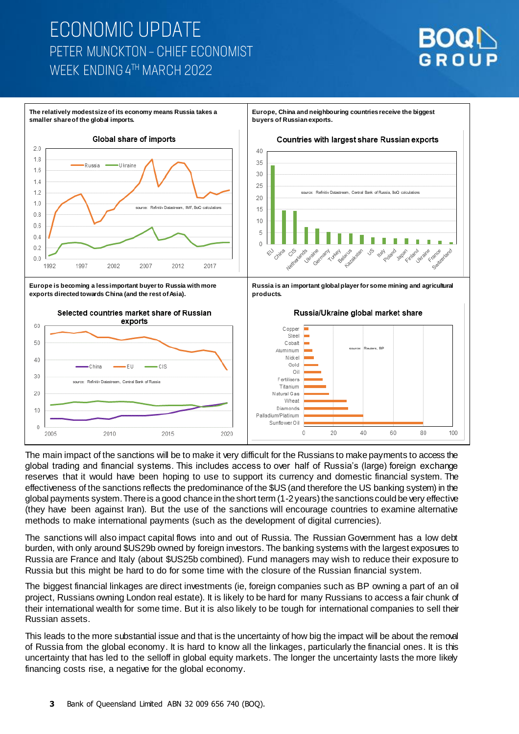The relatively modest size of its economy means Russia takes a smaller share of the global imports.

**Global share of imports**

source: Refinitiv Datastream, IMF, BoQ calculations

Europe, China and neighbouring countries receive the biggest buyers of Russian exports.

**Countries with largest share Russian exports**

source: Refinitiv Datastream, Central Bank of Russia, BoQ calculations

Europe is becoming a less important buyer to Russia with more exports directed towards China (and the rest of Asia).

**Selected countries market share of Russian exports**

source: Refinitiv Datastream, Central Bank of Russia

Russia is an important global player for some mining and agricultural products.

**Russia/Ukraine global market share**

source: Reuters, BP

The main impact of the sanctions will be to make it very difficult for the Russians to make payments to access the global trading and financial systems. This includes access to over half of Russia's (large) foreign exchange reserves that it would have been hoping to use to support its currency and domestic financial system. The effectiveness of the sanctions reflects the predominance of the $US (and therefore the US banking system) in the global payments system. There is a good chance in the short term (1-2 years) the sanctions could be very effective (they have been against Iran). But the use of the sanctions will encourage countries to examine alternative methods to make international payments (such as the development of digital currencies).

The sanctions will also impact capital flows into and out of Russia. The Russian Government has a low debt burden, with only around $US29b owned by foreign investors. The banking systems with the largest exposures to Russia are France and Italy (about $US25b combined). Fund managers may wish to reduce their exposure to Russia but this might be hard to do for some time with the closure of the Russian financial system.

The biggest financial linkages are direct investments (ie, foreign companies such as BP owning a part of an oil project, Russians owning London real estate). It is likely to be hard for many Russians to access a fair chunk of their international wealth for some time. But it is also likely to be tough for international companies to sell their Russian assets.

This leads to the more substantial issue and that is the uncertainty of how big the impact will be about the removal of Russia from the global economy. It is hard to know all the linkages, particularly the financial ones. It is this uncertainty that has led to the selloff in global equity markets. The longer the uncertainty lasts the more likely financing costs rise, a negative for the global economy.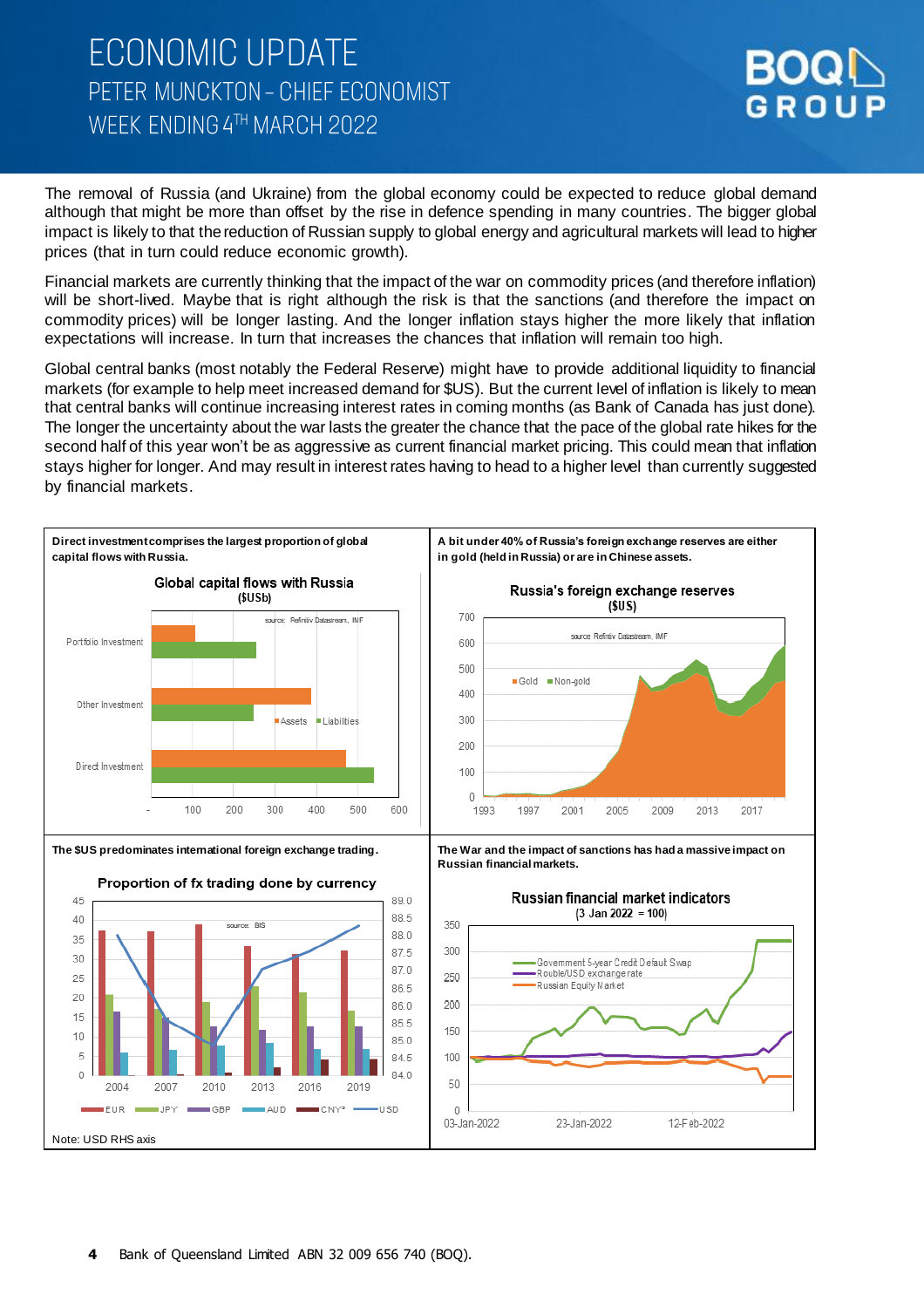# ECONOMIC UPDATE

## PETER MUNCKTON – CHIEF ECONOMIST

## WEEK ENDING 4TH MARCH 2022

The removal of Russia (and Ukraine) from the global economy could be expected to reduce global demand although that might be more than offset by the rise in defence spending in many countries. The bigger global impact is likely to that the reduction of Russian supply to global energy and agricultural markets will lead to higher prices (that in turn could reduce economic growth).

Financial markets are currently thinking that the impact of the war on commodity prices (and therefore inflation) will be short-lived. Maybe that is right although the risk is that the sanctions (and therefore the impact on commodity prices) will be longer lasting. And the longer inflation stays higher the more likely that inflation expectations will increase. In turn that increases the chances that inflation will remain too high.

Global central banks (most notably the Federal Reserve) might have to provide additional liquidity to financial markets (for example to help meet increased demand for $US). But the current level of inflation is likely to mean that central banks will continue increasing interest rates in coming months (as Bank of Canada has just done). The longer the uncertainty about the war lasts the greater the chance that the pace of the global rate hikes for the second half of this year won't be as aggressive as current financial market pricing. This could mean that inflation stays higher for longer. And may result in interest rates having to head to a higher level than currently suggested by financial markets.

**Direct investment comprises the largest proportion of global capital flows with Russia.**

**A bit under 40% of Russia's foreign exchange reserves are either in gold (held in Russia) or are in Chinese assets.**

**The $US predominates international foreign exchange trading.**

Note: USD RHS axis

**The War and the impact of sanctions has had a massive impact on Russian financial markets.**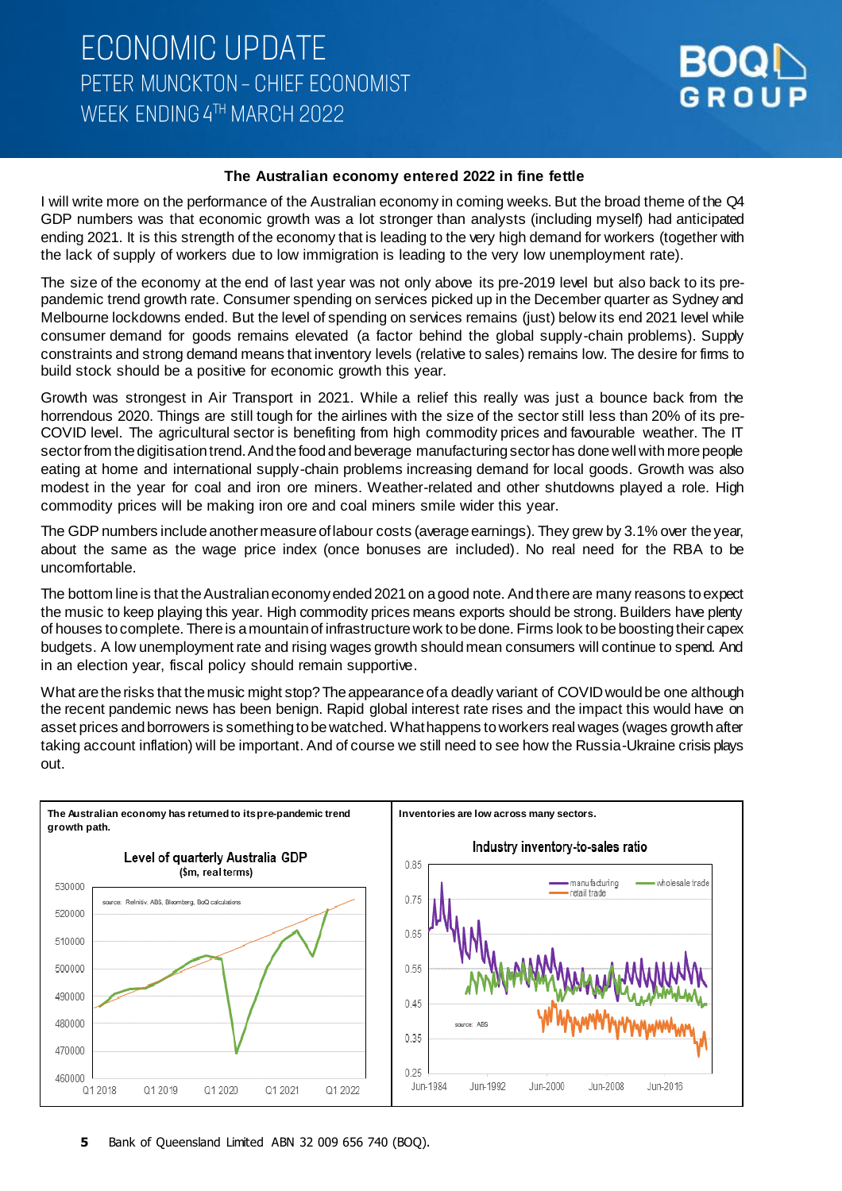# ECONOMIC UPDATE

## PETER MUNCKTON – CHIEF ECONOMIST

## WEEK ENDING 4TH MARCH 2022

**The Australian economy entered 2022 in fine fettle**

I will write more on the performance of the Australian economy in coming weeks. But the broad theme of the Q4 GDP numbers was that economic growth was a lot stronger than analysts (including myself) had anticipated ending 2021. It is this strength of the economy that is leading to the very high demand for workers (together with the lack of supply of workers due to low immigration is leading to the very low unemployment rate).

The size of the economy at the end of last year was not only above its pre-2019 level but also back to its pre-pandemic trend growth rate. Consumer spending on services picked up in the December quarter as Sydney and Melbourne lockdowns ended. But the level of spending on services remains (just) below its end 2021 level while consumer demand for goods remains elevated (a factor behind the global supply-chain problems). Supply constraints and strong demand means that inventory levels (relative to sales) remains low. The desire for firms to build stock should be a positive for economic growth this year.

Growth was strongest in Air Transport in 2021. While a relief this really was just a bounce back from the horrendous 2020. Things are still tough for the airlines with the size of the sector still less than 20% of its pre-COVID level. The agricultural sector is benefiting from high commodity prices and favourable weather. The IT sector from the digitisation trend. And the food and beverage manufacturing sector has done well with more people eating at home and international supply-chain problems increasing demand for local goods. Growth was also modest in the year for coal and iron ore miners. Weather-related and other shutdowns played a role. High commodity prices will be making iron ore and coal miners smile wider this year.

The GDP numbers include another measure of labour costs (average earnings). They grew by 3.1% over the year, about the same as the wage price index (once bonuses are included). No real need for the RBA to be uncomfortable.

The bottom line is that the Australian economy ended 2021 on a good note. And there are many reasons to expect the music to keep playing this year. High commodity prices means exports should be strong. Builders have plenty of houses to complete. There is a mountain of infrastructure work to be done. Firms look to be boosting their capex budgets. A low unemployment rate and rising wages growth should mean consumers will continue to spend. And in an election year, fiscal policy should remain supportive.

What are the risks that the music might stop? The appearance of a deadly variant of COVID would be one although the recent pandemic news has been benign. Rapid global interest rate rises and the impact this would have on asset prices and borrowers is something to be watched. What happens to workers real wages (wages growth after taking account inflation) will be important. And of course we still need to see how the Russia-Ukraine crisis plays out.

**The Australian economy has returned to its pre-pandemic trend growth path.**

Level of quarterly Australia GDP ($m, real terms)

source: Refinitiv, ABS, Bloomberg, BoQ calculations

**Inventories are low across many sectors.**

Industry inventory-to-sales ratio

source: ABS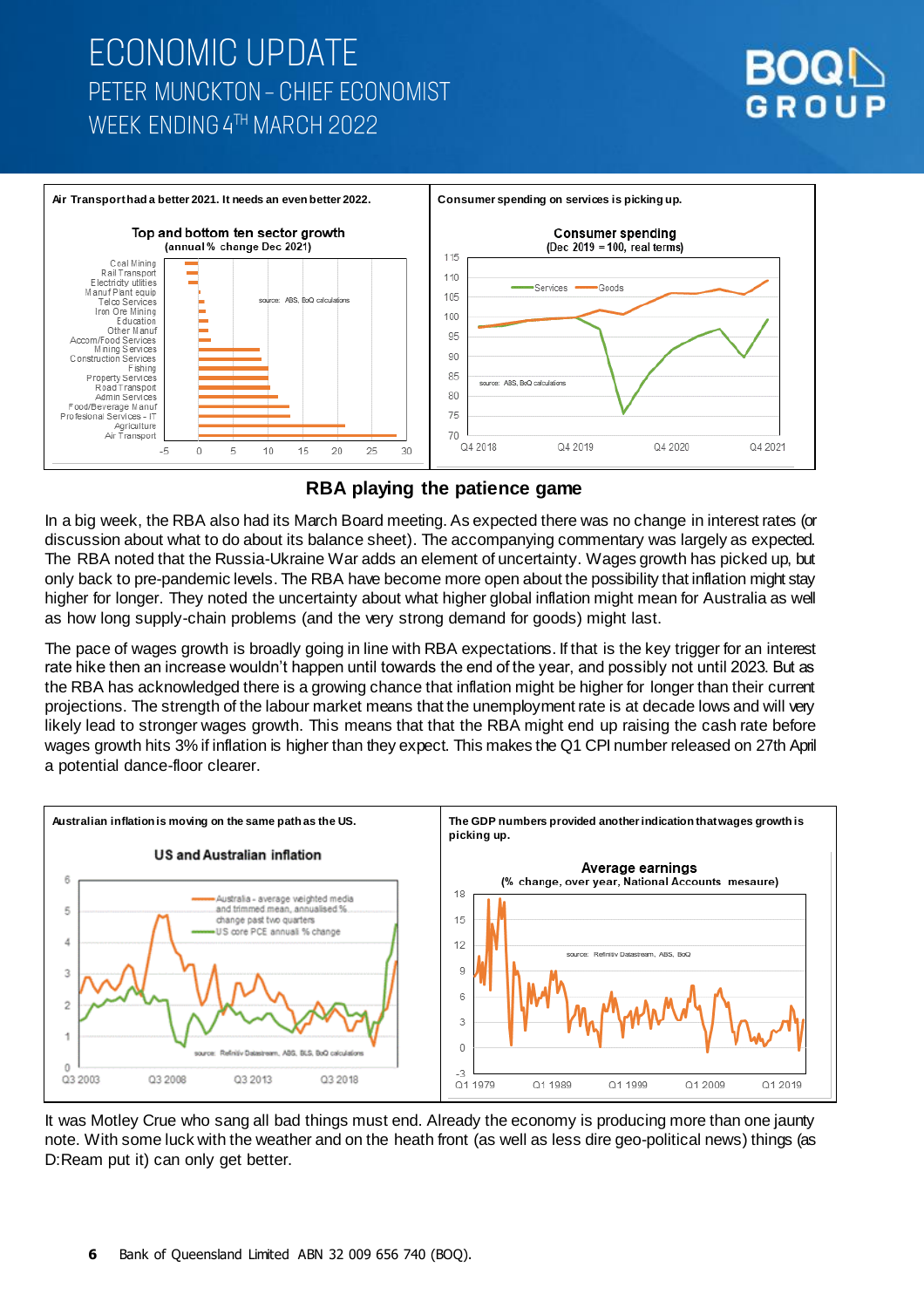Air Transport had a better 2021. It needs an even better 2022.

Consumer spending on services is picking up.

## RBA playing the patience game

In a big week, the RBA also had its March Board meeting. As expected there was no change in interest rates (or discussion about what to do about its balance sheet). The accompanying commentary was largely as expected. The RBA noted that the Russia-Ukraine War adds an element of uncertainty. Wages growth has picked up, but only back to pre-pandemic levels. The RBA have become more open about the possibility that inflation might stay higher for longer. They noted the uncertainty about what higher global inflation might mean for Australia as well as how long supply-chain problems (and the very strong demand for goods) might last.

The pace of wages growth is broadly going in line with RBA expectations. If that is the key trigger for an interest rate hike then an increase wouldn't happen until towards the end of the year, and possibly not until 2023. But as the RBA has acknowledged there is a growing chance that inflation might be higher for longer than their current projections. The strength of the labour market means that the unemployment rate is at decade lows and will very likely lead to stronger wages growth. This means that that the RBA might end up raising the cash rate before wages growth hits 3% if inflation is higher than they expect. This makes the Q1 CPI number released on 27th April a potential dance-floor clearer.

Australian inflation is moving on the same path as the US.

The GDP numbers provided another indication that wages growth is picking up.

It was Motley Crue who sang all bad things must end. Already the economy is producing more than one jaunty note. With some luck with the weather and on the heath front (as well as less dire geo-political news) things (as D:Ream put it) can only get better.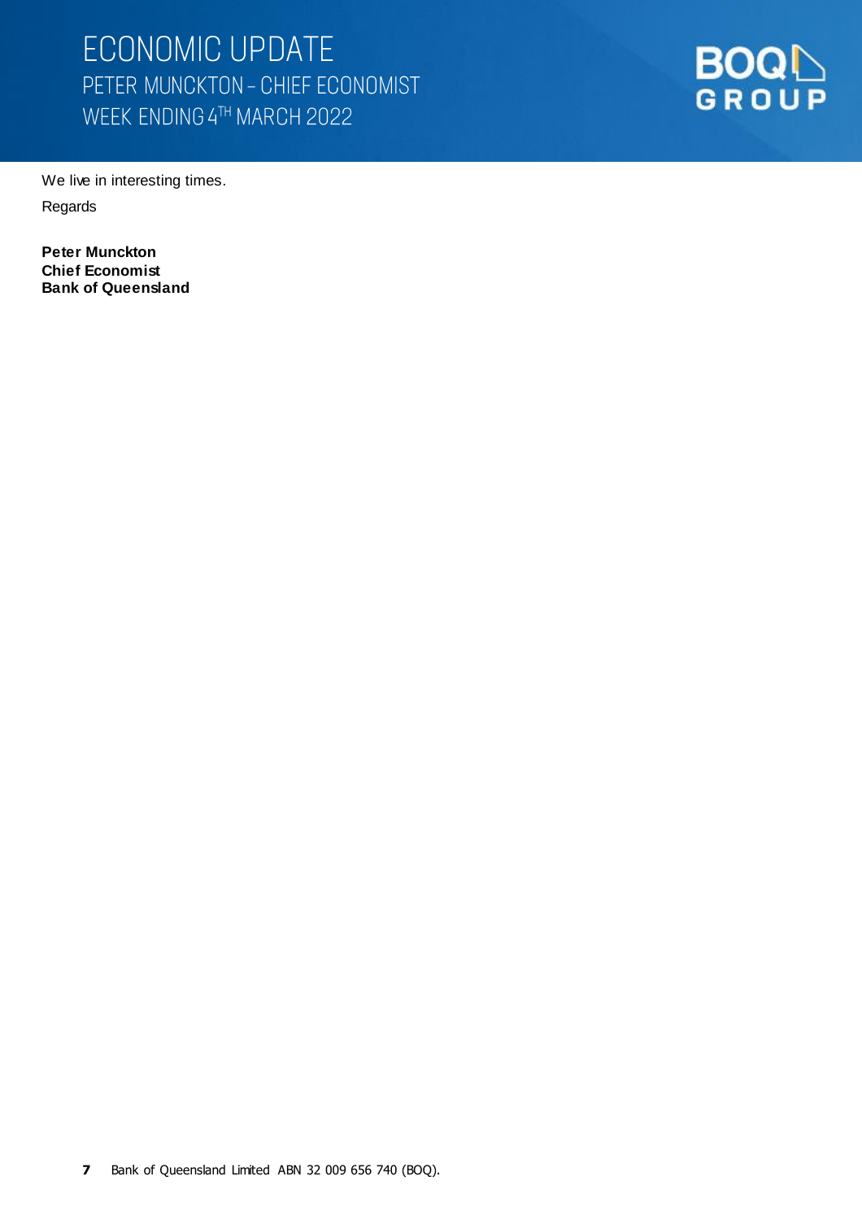We live in interesting times.

Regards

**Peter Munckton**
**Chief Economist**
**Bank of Queensland**